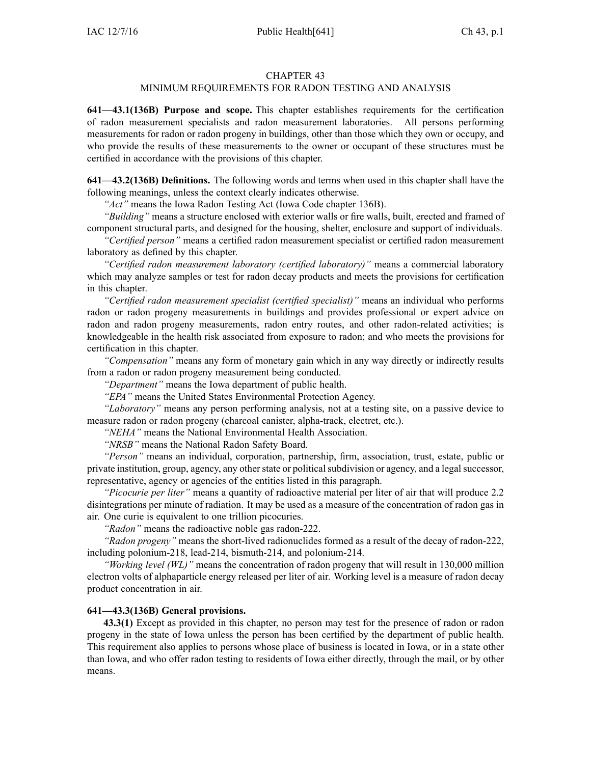# CHAPTER 43
## MINIMUM REQUIREMENTS FOR RADON TESTING AND ANALYSIS

**641—43.1(136B) Purpose and scope.** This chapter establishes requirements for the certification of radon measurement specialists and radon measurement laboratories. All persons performing measurements for radon or radon progeny in buildings, other than those which they own or occupy, and who provide the results of these measurements to the owner or occupant of these structures must be certified in accordance with the provisions of this chapter.

**641—43.2(136B) Definitions.** The following words and terms when used in this chapter shall have the following meanings, unless the context clearly indicates otherwise.

*"Act"* means the Iowa Radon Testing Act (Iowa Code chapter 136B).

*"Building"* means a structure enclosed with exterior walls or fire walls, built, erected and framed of component structural parts, and designed for the housing, shelter, enclosure and support of individuals.

*"Certified person"* means a certified radon measurement specialist or certified radon measurement laboratory as defined by this chapter.

*"Certified radon measurement laboratory (certified laboratory)"* means a commercial laboratory which may analyze samples or test for radon decay products and meets the provisions for certification in this chapter.

*"Certified radon measurement specialist (certified specialist)"* means an individual who performs radon or radon progeny measurements in buildings and provides professional or expert advice on radon and radon progeny measurements, radon entry routes, and other radon-related activities; is knowledgeable in the health risk associated from exposure to radon; and who meets the provisions for certification in this chapter.

*"Compensation"* means any form of monetary gain which in any way directly or indirectly results from a radon or radon progeny measurement being conducted.

*"Department"* means the Iowa department of public health.

*"EPA"* means the United States Environmental Protection Agency.

*"Laboratory"* means any person performing analysis, not at a testing site, on a passive device to measure radon or radon progeny (charcoal canister, alpha-track, electret, etc.).

*"NEHA"* means the National Environmental Health Association.

*"NRSB"* means the National Radon Safety Board.

*"Person"* means an individual, corporation, partnership, firm, association, trust, estate, public or private institution, group, agency, any other state or political subdivision or agency, and a legal successor, representative, agency or agencies of the entities listed in this paragraph.

*"Picocurie per liter"* means a quantity of radioactive material per liter of air that will produce 2.2 disintegrations per minute of radiation. It may be used as a measure of the concentration of radon gas in air. One curie is equivalent to one trillion picocuries.

*"Radon"* means the radioactive noble gas radon-222.

*"Radon progeny"* means the short-lived radionuclides formed as a result of the decay of radon-222, including polonium-218, lead-214, bismuth-214, and polonium-214.

*"Working level (WL)"* means the concentration of radon progeny that will result in 130,000 million electron volts of alphaparticle energy released per liter of air. Working level is a measure of radon decay product concentration in air.

**641—43.3(136B) General provisions.**

**43.3(1)** Except as provided in this chapter, no person may test for the presence of radon or radon progeny in the state of Iowa unless the person has been certified by the department of public health. This requirement also applies to persons whose place of business is located in Iowa, or in a state other than Iowa, and who offer radon testing to residents of Iowa either directly, through the mail, or by other means.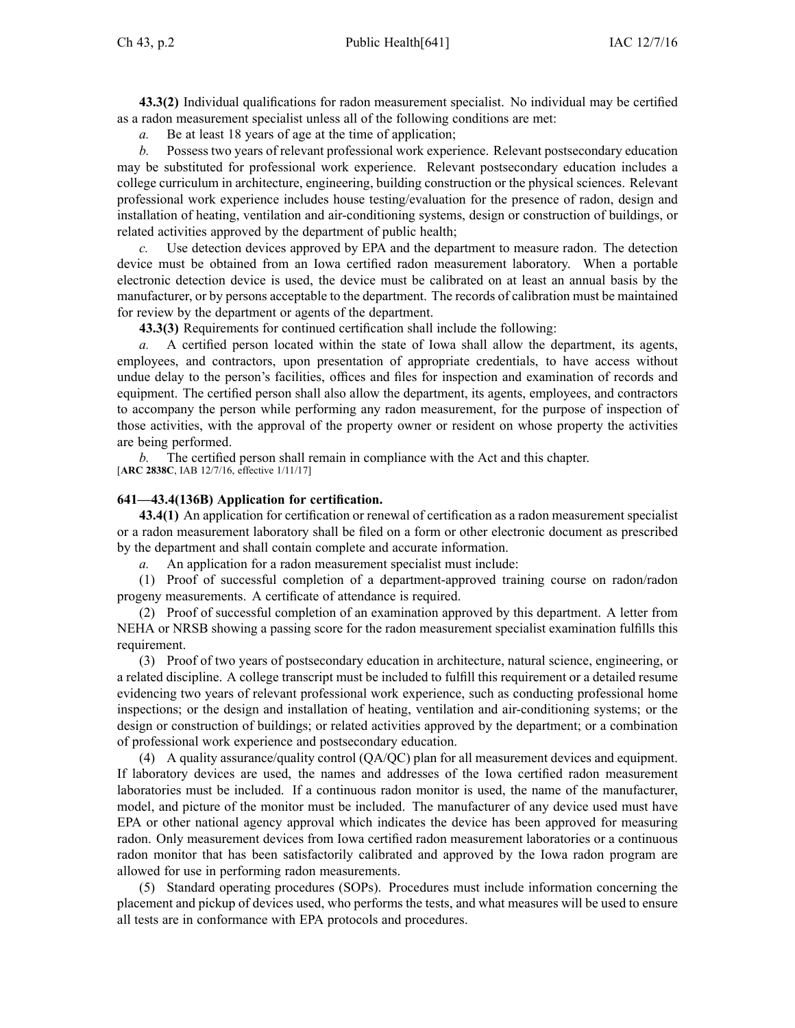**43.3(2)** Individual qualifications for radon measurement specialist. No individual may be certified as a radon measurement specialist unless all of the following conditions are met:

*a.* Be at least 18 years of age at the time of application;

*b.* Possess two years of relevant professional work experience. Relevant postsecondary education may be substituted for professional work experience. Relevant postsecondary education includes a college curriculum in architecture, engineering, building construction or the physical sciences. Relevant professional work experience includes house testing/evaluation for the presence of radon, design and installation of heating, ventilation and air-conditioning systems, design or construction of buildings, or related activities approved by the department of public health;

*c.* Use detection devices approved by EPA and the department to measure radon. The detection device must be obtained from an Iowa certified radon measurement laboratory. When a portable electronic detection device is used, the device must be calibrated on at least an annual basis by the manufacturer, or by persons acceptable to the department. The records of calibration must be maintained for review by the department or agents of the department.

**43.3(3)** Requirements for continued certification shall include the following:

*a.* A certified person located within the state of Iowa shall allow the department, its agents, employees, and contractors, upon presentation of appropriate credentials, to have access without undue delay to the person's facilities, offices and files for inspection and examination of records and equipment. The certified person shall also allow the department, its agents, employees, and contractors to accompany the person while performing any radon measurement, for the purpose of inspection of those activities, with the approval of the property owner or resident on whose property the activities are being performed.

*b.* The certified person shall remain in compliance with the Act and this chapter.

[**ARC 2838C**, IAB 12/7/16, effective 1/11/17]

**641—43.4(136B) Application for certification.**

**43.4(1)** An application for certification or renewal of certification as a radon measurement specialist or a radon measurement laboratory shall be filed on a form or other electronic document as prescribed by the department and shall contain complete and accurate information.

*a.* An application for a radon measurement specialist must include:

(1) Proof of successful completion of a department-approved training course on radon/radon progeny measurements. A certificate of attendance is required.

(2) Proof of successful completion of an examination approved by this department. A letter from NEHA or NRSB showing a passing score for the radon measurement specialist examination fulfills this requirement.

(3) Proof of two years of postsecondary education in architecture, natural science, engineering, or a related discipline. A college transcript must be included to fulfill this requirement or a detailed resume evidencing two years of relevant professional work experience, such as conducting professional home inspections; or the design and installation of heating, ventilation and air-conditioning systems; or the design or construction of buildings; or related activities approved by the department; or a combination of professional work experience and postsecondary education.

(4) A quality assurance/quality control (QA/QC) plan for all measurement devices and equipment. If laboratory devices are used, the names and addresses of the Iowa certified radon measurement laboratories must be included. If a continuous radon monitor is used, the name of the manufacturer, model, and picture of the monitor must be included. The manufacturer of any device used must have EPA or other national agency approval which indicates the device has been approved for measuring radon. Only measurement devices from Iowa certified radon measurement laboratories or a continuous radon monitor that has been satisfactorily calibrated and approved by the Iowa radon program are allowed for use in performing radon measurements.

(5) Standard operating procedures (SOPs). Procedures must include information concerning the placement and pickup of devices used, who performs the tests, and what measures will be used to ensure all tests are in conformance with EPA protocols and procedures.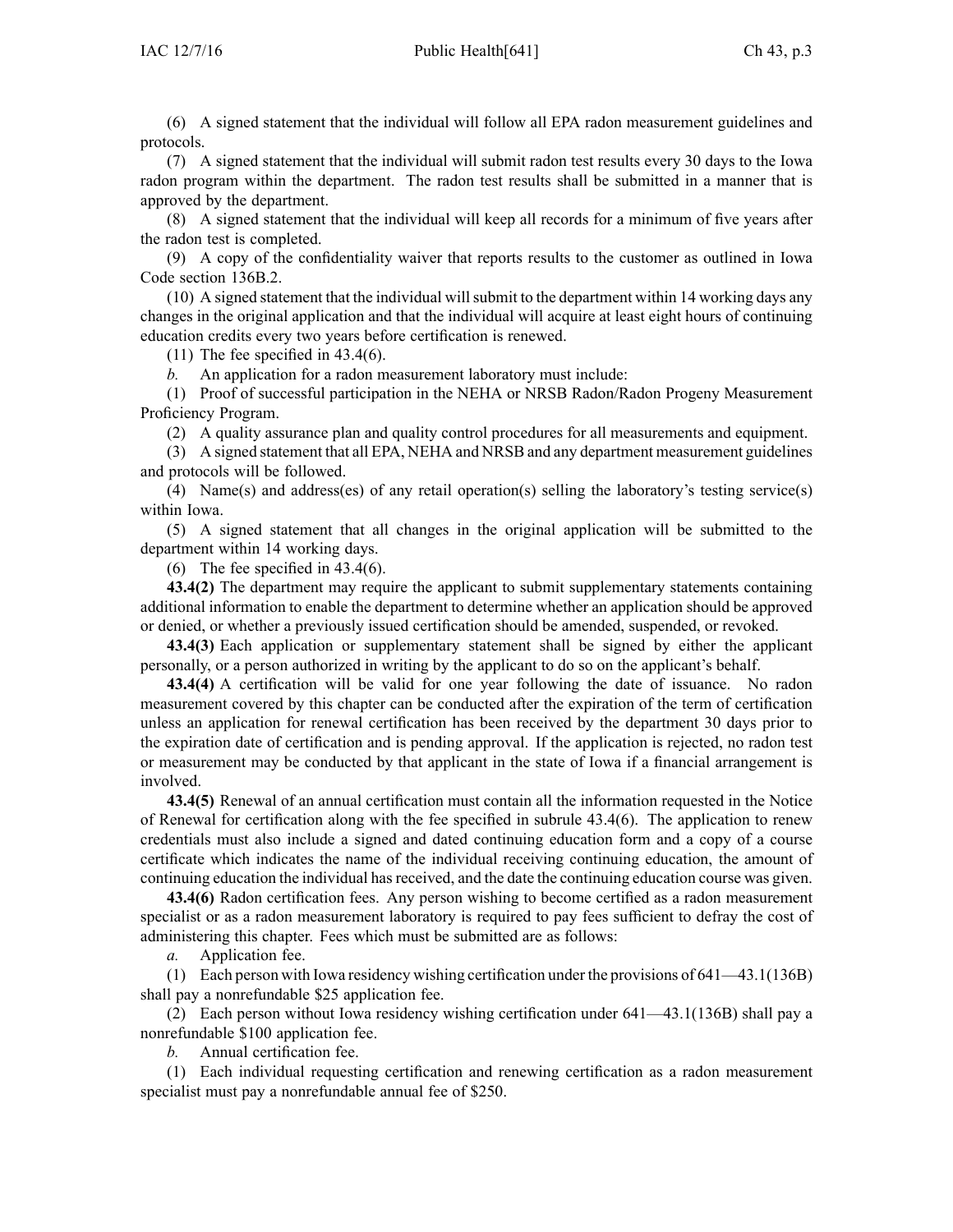(6) A signed statement that the individual will follow all EPA radon measurement guidelines and protocols.

(7) A signed statement that the individual will submit radon test results every 30 days to the Iowa radon program within the department. The radon test results shall be submitted in a manner that is approved by the department.

(8) A signed statement that the individual will keep all records for a minimum of five years after the radon test is completed.

(9) A copy of the confidentiality waiver that reports results to the customer as outlined in Iowa Code section 136B.2.

(10) A signed statement that the individual will submit to the department within 14 working days any changes in the original application and that the individual will acquire at least eight hours of continuing education credits every two years before certification is renewed.

(11) The fee specified in 43.4(6).

*b.* An application for a radon measurement laboratory must include:

(1) Proof of successful participation in the NEHA or NRSB Radon/Radon Progeny Measurement Proficiency Program.

(2) A quality assurance plan and quality control procedures for all measurements and equipment.

(3) A signed statement that all EPA, NEHA and NRSB and any department measurement guidelines and protocols will be followed.

(4) Name(s) and address(es) of any retail operation(s) selling the laboratory's testing service(s) within Iowa.

(5) A signed statement that all changes in the original application will be submitted to the department within 14 working days.

(6) The fee specified in 43.4(6).

**43.4(2)** The department may require the applicant to submit supplementary statements containing additional information to enable the department to determine whether an application should be approved or denied, or whether a previously issued certification should be amended, suspended, or revoked.

**43.4(3)** Each application or supplementary statement shall be signed by either the applicant personally, or a person authorized in writing by the applicant to do so on the applicant's behalf.

**43.4(4)** A certification will be valid for one year following the date of issuance. No radon measurement covered by this chapter can be conducted after the expiration of the term of certification unless an application for renewal certification has been received by the department 30 days prior to the expiration date of certification and is pending approval. If the application is rejected, no radon test or measurement may be conducted by that applicant in the state of Iowa if a financial arrangement is involved.

**43.4(5)** Renewal of an annual certification must contain all the information requested in the Notice of Renewal for certification along with the fee specified in subrule 43.4(6). The application to renew credentials must also include a signed and dated continuing education form and a copy of a course certificate which indicates the name of the individual receiving continuing education, the amount of continuing education the individual has received, and the date the continuing education course was given.

**43.4(6)** Radon certification fees. Any person wishing to become certified as a radon measurement specialist or as a radon measurement laboratory is required to pay fees sufficient to defray the cost of administering this chapter. Fees which must be submitted are as follows:

*a.* Application fee.

(1) Each person with Iowa residency wishing certification under the provisions of 641—43.1(136B) shall pay a nonrefundable $25 application fee.

(2) Each person without Iowa residency wishing certification under 641—43.1(136B) shall pay a nonrefundable $100 application fee.

*b.* Annual certification fee.

(1) Each individual requesting certification and renewing certification as a radon measurement specialist must pay a nonrefundable annual fee of $250.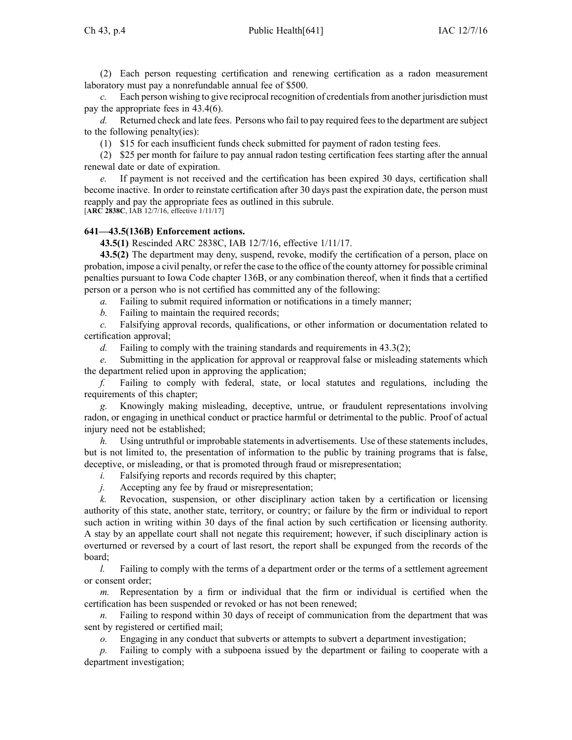(2) Each person requesting certification and renewing certification as a radon measurement laboratory must pay a nonrefundable annual fee of $500.

*c.* Each person wishing to give reciprocal recognition of credentials from another jurisdiction must pay the appropriate fees in 43.4(6).

*d.* Returned check and late fees. Persons who fail to pay required fees to the department are subject to the following penalty(ies):

(1) $15 for each insufficient funds check submitted for payment of radon testing fees.

(2) $25 per month for failure to pay annual radon testing certification fees starting after the annual renewal date or date of expiration.

*e.* If payment is not received and the certification has been expired 30 days, certification shall become inactive. In order to reinstate certification after 30 days past the expiration date, the person must reapply and pay the appropriate fees as outlined in this subrule.

[**ARC 2838C**, IAB 12/7/16, effective 1/11/17]

**641—43.5(136B) Enforcement actions.**

**43.5(1)** Rescinded ARC 2838C, IAB 12/7/16, effective 1/11/17.

**43.5(2)** The department may deny, suspend, revoke, modify the certification of a person, place on probation, impose a civil penalty, or refer the case to the office of the county attorney for possible criminal penalties pursuant to Iowa Code chapter 136B, or any combination thereof, when it finds that a certified person or a person who is not certified has committed any of the following:

*a.* Failing to submit required information or notifications in a timely manner;

*b.* Failing to maintain the required records;

*c.* Falsifying approval records, qualifications, or other information or documentation related to certification approval;

*d.* Failing to comply with the training standards and requirements in 43.3(2);

*e.* Submitting in the application for approval or reapproval false or misleading statements which the department relied upon in approving the application;

*f.* Failing to comply with federal, state, or local statutes and regulations, including the requirements of this chapter;

*g.* Knowingly making misleading, deceptive, untrue, or fraudulent representations involving radon, or engaging in unethical conduct or practice harmful or detrimental to the public. Proof of actual injury need not be established;

*h.* Using untruthful or improbable statements in advertisements. Use of these statements includes, but is not limited to, the presentation of information to the public by training programs that is false, deceptive, or misleading, or that is promoted through fraud or misrepresentation;

*i.* Falsifying reports and records required by this chapter;

*j.* Accepting any fee by fraud or misrepresentation;

*k.* Revocation, suspension, or other disciplinary action taken by a certification or licensing authority of this state, another state, territory, or country; or failure by the firm or individual to report such action in writing within 30 days of the final action by such certification or licensing authority. A stay by an appellate court shall not negate this requirement; however, if such disciplinary action is overturned or reversed by a court of last resort, the report shall be expunged from the records of the board;

*l.* Failing to comply with the terms of a department order or the terms of a settlement agreement or consent order;

*m.* Representation by a firm or individual that the firm or individual is certified when the certification has been suspended or revoked or has not been renewed;

*n.* Failing to respond within 30 days of receipt of communication from the department that was sent by registered or certified mail;

*o.* Engaging in any conduct that subverts or attempts to subvert a department investigation;

*p.* Failing to comply with a subpoena issued by the department or failing to cooperate with a department investigation;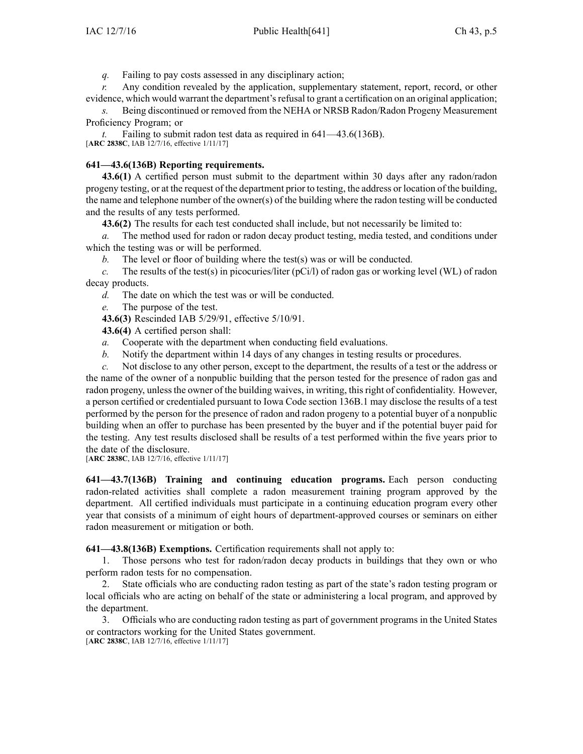*q.* Failing to pay costs assessed in any disciplinary action;

*r.* Any condition revealed by the application, supplementary statement, report, record, or other evidence, which would warrant the department's refusal to grant a certification on an original application;

*s.* Being discontinued or removed from the NEHA or NRSB Radon/Radon Progeny Measurement Proficiency Program; or

*t.* Failing to submit radon test data as required in 641—43.6(136B).

[**ARC 2838C**, IAB 12/7/16, effective 1/11/17]

**641—43.6(136B) Reporting requirements.**

**43.6(1)** A certified person must submit to the department within 30 days after any radon/radon progeny testing, or at the request of the department prior to testing, the address or location of the building, the name and telephone number of the owner(s) of the building where the radon testing will be conducted and the results of any tests performed.

**43.6(2)** The results for each test conducted shall include, but not necessarily be limited to:

*a.* The method used for radon or radon decay product testing, media tested, and conditions under which the testing was or will be performed.

*b.* The level or floor of building where the test(s) was or will be conducted.

*c.* The results of the test(s) in picocuries/liter (pCi/l) of radon gas or working level (WL) of radon decay products.

*d.* The date on which the test was or will be conducted.

*e.* The purpose of the test.

**43.6(3)** Rescinded IAB 5/29/91, effective 5/10/91.

**43.6(4)** A certified person shall:

*a.* Cooperate with the department when conducting field evaluations.

*b.* Notify the department within 14 days of any changes in testing results or procedures.

*c.* Not disclose to any other person, except to the department, the results of a test or the address or the name of the owner of a nonpublic building that the person tested for the presence of radon gas and radon progeny, unless the owner of the building waives, in writing, this right of confidentiality. However, a person certified or credentialed pursuant to Iowa Code section 136B.1 may disclose the results of a test performed by the person for the presence of radon and radon progeny to a potential buyer of a nonpublic building when an offer to purchase has been presented by the buyer and if the potential buyer paid for the testing. Any test results disclosed shall be results of a test performed within the five years prior to the date of the disclosure.

[**ARC 2838C**, IAB 12/7/16, effective 1/11/17]

**641—43.7(136B) Training and continuing education programs.** Each person conducting radon-related activities shall complete a radon measurement training program approved by the department. All certified individuals must participate in a continuing education program every other year that consists of a minimum of eight hours of department-approved courses or seminars on either radon measurement or mitigation or both.

**641—43.8(136B) Exemptions.** Certification requirements shall not apply to:

1. Those persons who test for radon/radon decay products in buildings that they own or who perform radon tests for no compensation.

2. State officials who are conducting radon testing as part of the state's radon testing program or local officials who are acting on behalf of the state or administering a local program, and approved by the department.

3. Officials who are conducting radon testing as part of government programs in the United States or contractors working for the United States government.

[**ARC 2838C**, IAB 12/7/16, effective 1/11/17]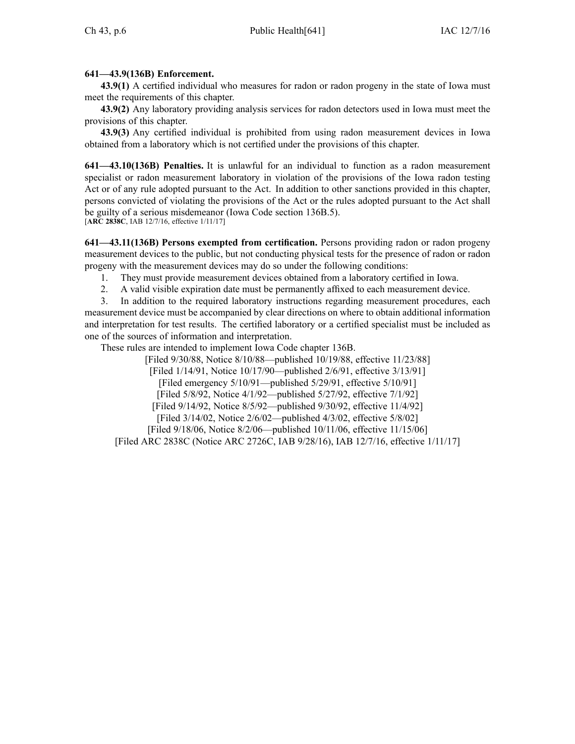**641—43.9(136B) Enforcement.**

**43.9(1)** A certified individual who measures for radon or radon progeny in the state of Iowa must meet the requirements of this chapter.

**43.9(2)** Any laboratory providing analysis services for radon detectors used in Iowa must meet the provisions of this chapter.

**43.9(3)** Any certified individual is prohibited from using radon measurement devices in Iowa obtained from a laboratory which is not certified under the provisions of this chapter.

**641—43.10(136B) Penalties.** It is unlawful for an individual to function as a radon measurement specialist or radon measurement laboratory in violation of the provisions of the Iowa radon testing Act or of any rule adopted pursuant to the Act. In addition to other sanctions provided in this chapter, persons convicted of violating the provisions of the Act or the rules adopted pursuant to the Act shall be guilty of a serious misdemeanor (Iowa Code section 136B.5).
[**ARC 2838C**, IAB 12/7/16, effective 1/11/17]

**641—43.11(136B) Persons exempted from certification.** Persons providing radon or radon progeny measurement devices to the public, but not conducting physical tests for the presence of radon or radon progeny with the measurement devices may do so under the following conditions:

1. They must provide measurement devices obtained from a laboratory certified in Iowa.
2. A valid visible expiration date must be permanently affixed to each measurement device.
3. In addition to the required laboratory instructions regarding measurement procedures, each measurement device must be accompanied by clear directions on where to obtain additional information and interpretation for test results. The certified laboratory or a certified specialist must be included as one of the sources of information and interpretation.

These rules are intended to implement Iowa Code chapter 136B.

[Filed 9/30/88, Notice 8/10/88—published 10/19/88, effective 11/23/88]
[Filed 1/14/91, Notice 10/17/90—published 2/6/91, effective 3/13/91]
[Filed emergency 5/10/91—published 5/29/91, effective 5/10/91]
[Filed 5/8/92, Notice 4/1/92—published 5/27/92, effective 7/1/92]
[Filed 9/14/92, Notice 8/5/92—published 9/30/92, effective 11/4/92]
[Filed 3/14/02, Notice 2/6/02—published 4/3/02, effective 5/8/02]
[Filed 9/18/06, Notice 8/2/06—published 10/11/06, effective 11/15/06]
[Filed ARC 2838C (Notice ARC 2726C, IAB 9/28/16), IAB 12/7/16, effective 1/11/17]